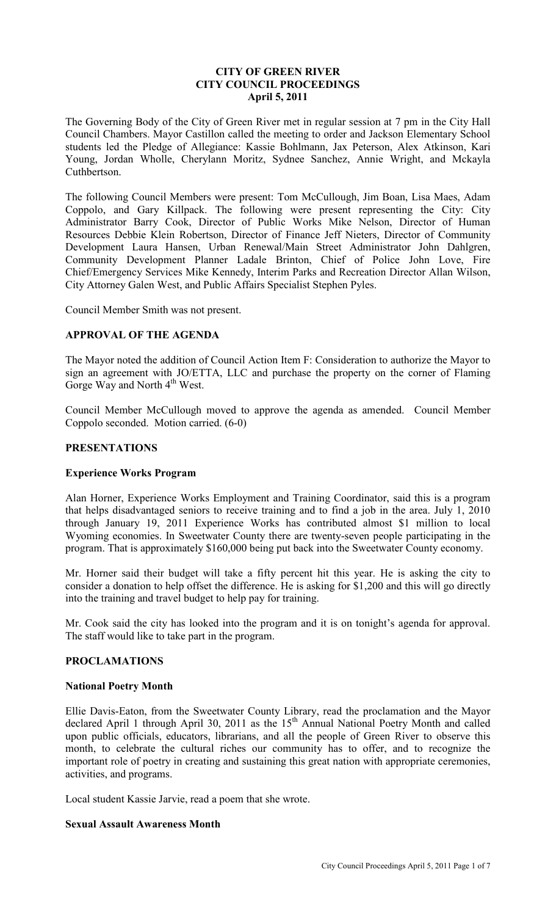**CITY OF GREEN RIVER**
**CITY COUNCIL PROCEEDINGS**
**April 5, 2011**

The Governing Body of the City of Green River met in regular session at 7 pm in the City Hall Council Chambers. Mayor Castillon called the meeting to order and Jackson Elementary School students led the Pledge of Allegiance: Kassie Bohlmann, Jax Peterson, Alex Atkinson, Kari Young, Jordan Wholle, Cherylann Moritz, Sydnee Sanchez, Annie Wright, and Mckayla Cuthbertson.

The following Council Members were present: Tom McCullough, Jim Boan, Lisa Maes, Adam Coppolo, and Gary Killpack. The following were present representing the City: City Administrator Barry Cook, Director of Public Works Mike Nelson, Director of Human Resources Debbie Klein Robertson, Director of Finance Jeff Nieters, Director of Community Development Laura Hansen, Urban Renewal/Main Street Administrator John Dahlgren, Community Development Planner Ladale Brinton, Chief of Police John Love, Fire Chief/Emergency Services Mike Kennedy, Interim Parks and Recreation Director Allan Wilson, City Attorney Galen West, and Public Affairs Specialist Stephen Pyles.

Council Member Smith was not present.

## APPROVAL OF THE AGENDA

The Mayor noted the addition of Council Action Item F: Consideration to authorize the Mayor to sign an agreement with JO/ETTA, LLC and purchase the property on the corner of Flaming Gorge Way and North 4th West.

Council Member McCullough moved to approve the agenda as amended. Council Member Coppolo seconded. Motion carried. (6-0)

## PRESENTATIONS

### Experience Works Program

Alan Horner, Experience Works Employment and Training Coordinator, said this is a program that helps disadvantaged seniors to receive training and to find a job in the area. July 1, 2010 through January 19, 2011 Experience Works has contributed almost $1 million to local Wyoming economies. In Sweetwater County there are twenty-seven people participating in the program. That is approximately $160,000 being put back into the Sweetwater County economy.

Mr. Horner said their budget will take a fifty percent hit this year. He is asking the city to consider a donation to help offset the difference. He is asking for $1,200 and this will go directly into the training and travel budget to help pay for training.

Mr. Cook said the city has looked into the program and it is on tonight's agenda for approval. The staff would like to take part in the program.

## PROCLAMATIONS

### National Poetry Month

Ellie Davis-Eaton, from the Sweetwater County Library, read the proclamation and the Mayor declared April 1 through April 30, 2011 as the 15th Annual National Poetry Month and called upon public officials, educators, librarians, and all the people of Green River to observe this month, to celebrate the cultural riches our community has to offer, and to recognize the important role of poetry in creating and sustaining this great nation with appropriate ceremonies, activities, and programs.

Local student Kassie Jarvie, read a poem that she wrote.

### Sexual Assault Awareness Month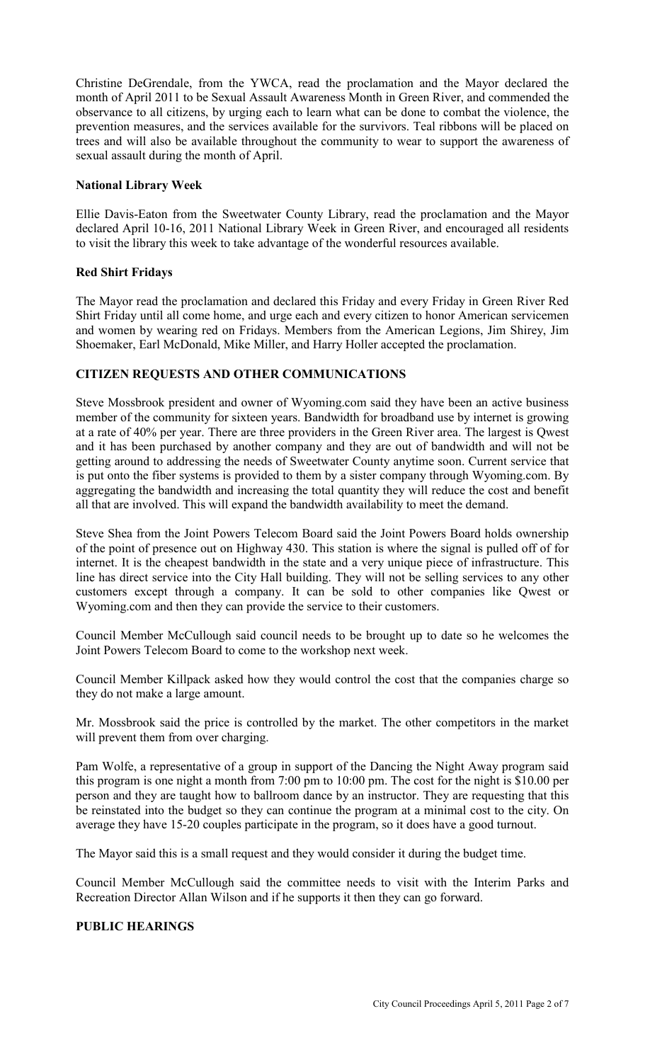Christine DeGrendale, from the YWCA, read the proclamation and the Mayor declared the month of April 2011 to be Sexual Assault Awareness Month in Green River, and commended the observance to all citizens, by urging each to learn what can be done to combat the violence, the prevention measures, and the services available for the survivors. Teal ribbons will be placed on trees and will also be available throughout the community to wear to support the awareness of sexual assault during the month of April.

**National Library Week**

Ellie Davis-Eaton from the Sweetwater County Library, read the proclamation and the Mayor declared April 10-16, 2011 National Library Week in Green River, and encouraged all residents to visit the library this week to take advantage of the wonderful resources available.

**Red Shirt Fridays**

The Mayor read the proclamation and declared this Friday and every Friday in Green River Red Shirt Friday until all come home, and urge each and every citizen to honor American servicemen and women by wearing red on Fridays. Members from the American Legions, Jim Shirey, Jim Shoemaker, Earl McDonald, Mike Miller, and Harry Holler accepted the proclamation.

**CITIZEN REQUESTS AND OTHER COMMUNICATIONS**

Steve Mossbrook president and owner of Wyoming.com said they have been an active business member of the community for sixteen years. Bandwidth for broadband use by internet is growing at a rate of 40% per year. There are three providers in the Green River area. The largest is Qwest and it has been purchased by another company and they are out of bandwidth and will not be getting around to addressing the needs of Sweetwater County anytime soon. Current service that is put onto the fiber systems is provided to them by a sister company through Wyoming.com. By aggregating the bandwidth and increasing the total quantity they will reduce the cost and benefit all that are involved. This will expand the bandwidth availability to meet the demand.

Steve Shea from the Joint Powers Telecom Board said the Joint Powers Board holds ownership of the point of presence out on Highway 430. This station is where the signal is pulled off of for internet. It is the cheapest bandwidth in the state and a very unique piece of infrastructure. This line has direct service into the City Hall building. They will not be selling services to any other customers except through a company. It can be sold to other companies like Qwest or Wyoming.com and then they can provide the service to their customers.

Council Member McCullough said council needs to be brought up to date so he welcomes the Joint Powers Telecom Board to come to the workshop next week.

Council Member Killpack asked how they would control the cost that the companies charge so they do not make a large amount.

Mr. Mossbrook said the price is controlled by the market. The other competitors in the market will prevent them from over charging.

Pam Wolfe, a representative of a group in support of the Dancing the Night Away program said this program is one night a month from 7:00 pm to 10:00 pm. The cost for the night is $10.00 per person and they are taught how to ballroom dance by an instructor. They are requesting that this be reinstated into the budget so they can continue the program at a minimal cost to the city. On average they have 15-20 couples participate in the program, so it does have a good turnout.

The Mayor said this is a small request and they would consider it during the budget time.

Council Member McCullough said the committee needs to visit with the Interim Parks and Recreation Director Allan Wilson and if he supports it then they can go forward.

**PUBLIC HEARINGS**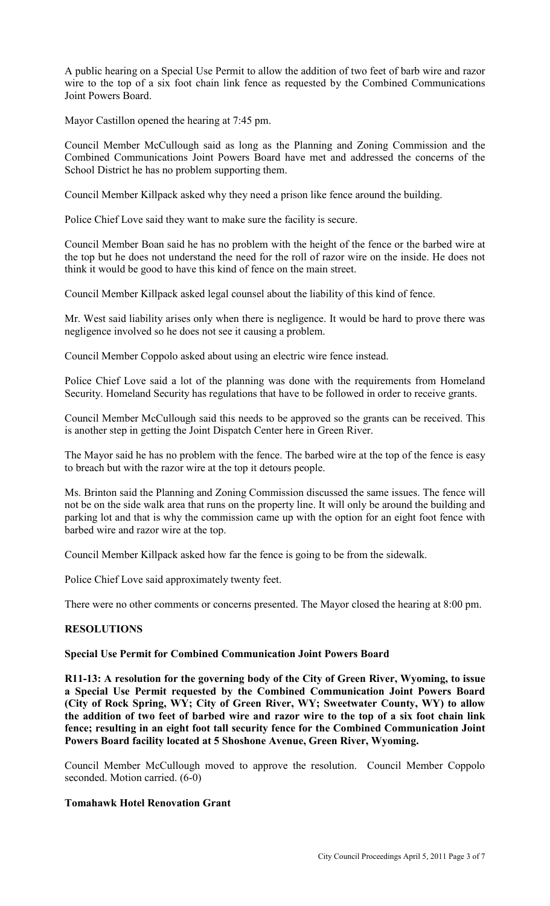A public hearing on a Special Use Permit to allow the addition of two feet of barb wire and razor wire to the top of a six foot chain link fence as requested by the Combined Communications Joint Powers Board.

Mayor Castillon opened the hearing at 7:45 pm.

Council Member McCullough said as long as the Planning and Zoning Commission and the Combined Communications Joint Powers Board have met and addressed the concerns of the School District he has no problem supporting them.

Council Member Killpack asked why they need a prison like fence around the building.

Police Chief Love said they want to make sure the facility is secure.

Council Member Boan said he has no problem with the height of the fence or the barbed wire at the top but he does not understand the need for the roll of razor wire on the inside. He does not think it would be good to have this kind of fence on the main street.

Council Member Killpack asked legal counsel about the liability of this kind of fence.

Mr. West said liability arises only when there is negligence. It would be hard to prove there was negligence involved so he does not see it causing a problem.

Council Member Coppolo asked about using an electric wire fence instead.

Police Chief Love said a lot of the planning was done with the requirements from Homeland Security. Homeland Security has regulations that have to be followed in order to receive grants.

Council Member McCullough said this needs to be approved so the grants can be received. This is another step in getting the Joint Dispatch Center here in Green River.

The Mayor said he has no problem with the fence. The barbed wire at the top of the fence is easy to breach but with the razor wire at the top it detours people.

Ms. Brinton said the Planning and Zoning Commission discussed the same issues. The fence will not be on the side walk area that runs on the property line. It will only be around the building and parking lot and that is why the commission came up with the option for an eight foot fence with barbed wire and razor wire at the top.

Council Member Killpack asked how far the fence is going to be from the sidewalk.

Police Chief Love said approximately twenty feet.

There were no other comments or concerns presented. The Mayor closed the hearing at 8:00 pm.

**RESOLUTIONS**

**Special Use Permit for Combined Communication Joint Powers Board**

**R11-13: A resolution for the governing body of the City of Green River, Wyoming, to issue a Special Use Permit requested by the Combined Communication Joint Powers Board (City of Rock Spring, WY; City of Green River, WY; Sweetwater County, WY) to allow the addition of two feet of barbed wire and razor wire to the top of a six foot chain link fence; resulting in an eight foot tall security fence for the Combined Communication Joint Powers Board facility located at 5 Shoshone Avenue, Green River, Wyoming.**

Council Member McCullough moved to approve the resolution. Council Member Coppolo seconded. Motion carried. (6-0)

**Tomahawk Hotel Renovation Grant**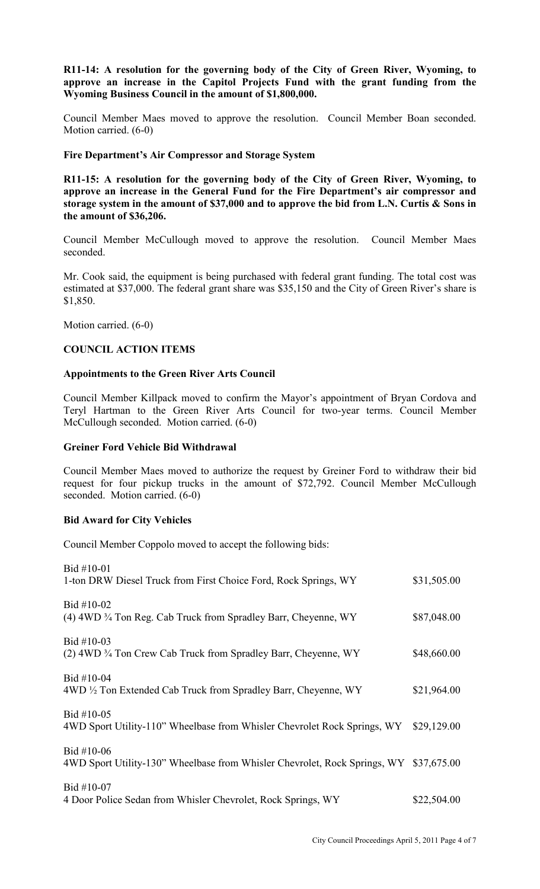**R11-14: A resolution for the governing body of the City of Green River, Wyoming, to approve an increase in the Capitol Projects Fund with the grant funding from the Wyoming Business Council in the amount of $1,800,000.**

Council Member Maes moved to approve the resolution. Council Member Boan seconded. Motion carried. (6-0)

**Fire Department's Air Compressor and Storage System**

**R11-15: A resolution for the governing body of the City of Green River, Wyoming, to approve an increase in the General Fund for the Fire Department's air compressor and storage system in the amount of $37,000 and to approve the bid from L.N. Curtis & Sons in the amount of $36,206.**

Council Member McCullough moved to approve the resolution. Council Member Maes seconded.

Mr. Cook said, the equipment is being purchased with federal grant funding. The total cost was estimated at $37,000. The federal grant share was $35,150 and the City of Green River's share is $1,850.

Motion carried. (6-0)

**COUNCIL ACTION ITEMS**

**Appointments to the Green River Arts Council**

Council Member Killpack moved to confirm the Mayor's appointment of Bryan Cordova and Teryl Hartman to the Green River Arts Council for two-year terms. Council Member McCullough seconded. Motion carried. (6-0)

**Greiner Ford Vehicle Bid Withdrawal**

Council Member Maes moved to authorize the request by Greiner Ford to withdraw their bid request for four pickup trucks in the amount of $72,792. Council Member McCullough seconded. Motion carried. (6-0)

**Bid Award for City Vehicles**

Council Member Coppolo moved to accept the following bids:

| Bid | Amount |
|---|---|
| Bid #10-01<br>1-ton DRW Diesel Truck from First Choice Ford, Rock Springs, WY | $31,505.00 |
| Bid #10-02<br>(4) 4WD ¾ Ton Reg. Cab Truck from Spradley Barr, Cheyenne, WY | $87,048.00 |
| Bid #10-03<br>(2) 4WD ¾ Ton Crew Cab Truck from Spradley Barr, Cheyenne, WY | $48,660.00 |
| Bid #10-04<br>4WD ½ Ton Extended Cab Truck from Spradley Barr, Cheyenne, WY | $21,964.00 |
| Bid #10-05<br>4WD Sport Utility-110" Wheelbase from Whisler Chevrolet Rock Springs, WY | $29,129.00 |
| Bid #10-06<br>4WD Sport Utility-130" Wheelbase from Whisler Chevrolet, Rock Springs, WY | $37,675.00 |
| Bid #10-07<br>4 Door Police Sedan from Whisler Chevrolet, Rock Springs, WY | $22,504.00 |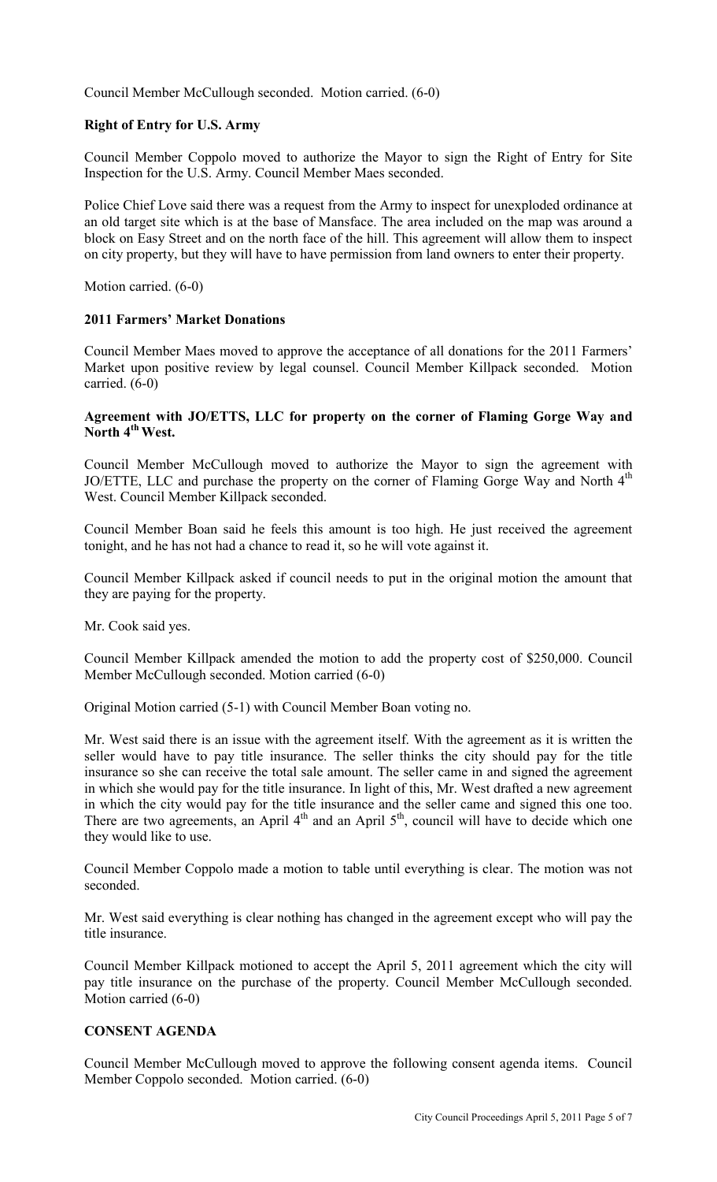Council Member McCullough seconded. Motion carried. (6-0)

**Right of Entry for U.S. Army**

Council Member Coppolo moved to authorize the Mayor to sign the Right of Entry for Site Inspection for the U.S. Army. Council Member Maes seconded.

Police Chief Love said there was a request from the Army to inspect for unexploded ordinance at an old target site which is at the base of Mansface. The area included on the map was around a block on Easy Street and on the north face of the hill. This agreement will allow them to inspect on city property, but they will have to have permission from land owners to enter their property.

Motion carried. (6-0)

**2011 Farmers' Market Donations**

Council Member Maes moved to approve the acceptance of all donations for the 2011 Farmers' Market upon positive review by legal counsel. Council Member Killpack seconded. Motion carried. (6-0)

**Agreement with JO/ETTS, LLC for property on the corner of Flaming Gorge Way and North 4th West.**

Council Member McCullough moved to authorize the Mayor to sign the agreement with JO/ETTE, LLC and purchase the property on the corner of Flaming Gorge Way and North 4th West. Council Member Killpack seconded.

Council Member Boan said he feels this amount is too high. He just received the agreement tonight, and he has not had a chance to read it, so he will vote against it.

Council Member Killpack asked if council needs to put in the original motion the amount that they are paying for the property.

Mr. Cook said yes.

Council Member Killpack amended the motion to add the property cost of $250,000. Council Member McCullough seconded. Motion carried (6-0)

Original Motion carried (5-1) with Council Member Boan voting no.

Mr. West said there is an issue with the agreement itself. With the agreement as it is written the seller would have to pay title insurance. The seller thinks the city should pay for the title insurance so she can receive the total sale amount. The seller came in and signed the agreement in which she would pay for the title insurance. In light of this, Mr. West drafted a new agreement in which the city would pay for the title insurance and the seller came and signed this one too. There are two agreements, an April 4th and an April 5th, council will have to decide which one they would like to use.

Council Member Coppolo made a motion to table until everything is clear. The motion was not seconded.

Mr. West said everything is clear nothing has changed in the agreement except who will pay the title insurance.

Council Member Killpack motioned to accept the April 5, 2011 agreement which the city will pay title insurance on the purchase of the property. Council Member McCullough seconded. Motion carried (6-0)

**CONSENT AGENDA**

Council Member McCullough moved to approve the following consent agenda items. Council Member Coppolo seconded. Motion carried. (6-0)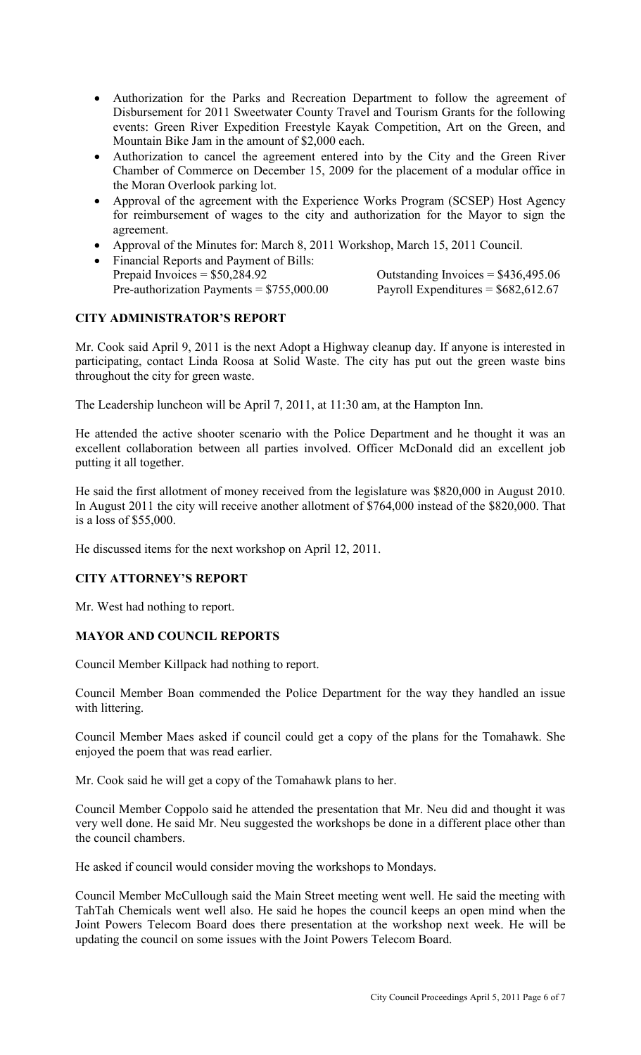- Authorization for the Parks and Recreation Department to follow the agreement of Disbursement for 2011 Sweetwater County Travel and Tourism Grants for the following events: Green River Expedition Freestyle Kayak Competition, Art on the Green, and Mountain Bike Jam in the amount of $2,000 each.
- Authorization to cancel the agreement entered into by the City and the Green River Chamber of Commerce on December 15, 2009 for the placement of a modular office in the Moran Overlook parking lot.
- Approval of the agreement with the Experience Works Program (SCSEP) Host Agency for reimbursement of wages to the city and authorization for the Mayor to sign the agreement.
- Approval of the Minutes for: March 8, 2011 Workshop, March 15, 2011 Council.
- Financial Reports and Payment of Bills:
  Prepaid Invoices = $50,284.92 &nbsp;&nbsp;&nbsp;&nbsp; Outstanding Invoices = $436,495.06
  Pre-authorization Payments = $755,000.00 &nbsp;&nbsp;&nbsp;&nbsp; Payroll Expenditures = $682,612.67

**CITY ADMINISTRATOR'S REPORT**

Mr. Cook said April 9, 2011 is the next Adopt a Highway cleanup day. If anyone is interested in participating, contact Linda Roosa at Solid Waste. The city has put out the green waste bins throughout the city for green waste.

The Leadership luncheon will be April 7, 2011, at 11:30 am, at the Hampton Inn.

He attended the active shooter scenario with the Police Department and he thought it was an excellent collaboration between all parties involved. Officer McDonald did an excellent job putting it all together.

He said the first allotment of money received from the legislature was $820,000 in August 2010. In August 2011 the city will receive another allotment of $764,000 instead of the $820,000. That is a loss of $55,000.

He discussed items for the next workshop on April 12, 2011.

**CITY ATTORNEY'S REPORT**

Mr. West had nothing to report.

**MAYOR AND COUNCIL REPORTS**

Council Member Killpack had nothing to report.

Council Member Boan commended the Police Department for the way they handled an issue with littering.

Council Member Maes asked if council could get a copy of the plans for the Tomahawk. She enjoyed the poem that was read earlier.

Mr. Cook said he will get a copy of the Tomahawk plans to her.

Council Member Coppolo said he attended the presentation that Mr. Neu did and thought it was very well done. He said Mr. Neu suggested the workshops be done in a different place other than the council chambers.

He asked if council would consider moving the workshops to Mondays.

Council Member McCullough said the Main Street meeting went well. He said the meeting with TahTah Chemicals went well also. He said he hopes the council keeps an open mind when the Joint Powers Telecom Board does there presentation at the workshop next week. He will be updating the council on some issues with the Joint Powers Telecom Board.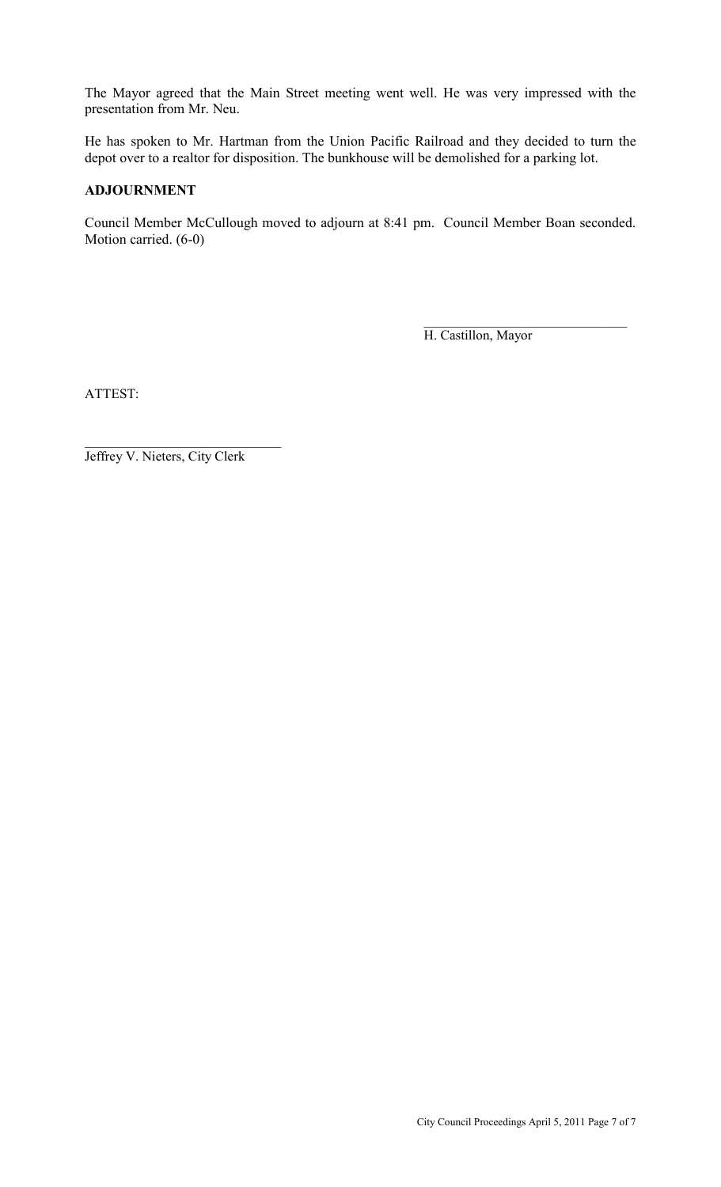The Mayor agreed that the Main Street meeting went well. He was very impressed with the presentation from Mr. Neu.

He has spoken to Mr. Hartman from the Union Pacific Railroad and they decided to turn the depot over to a realtor for disposition. The bunkhouse will be demolished for a parking lot.

**ADJOURNMENT**

Council Member McCullough moved to adjourn at 8:41 pm. Council Member Boan seconded. Motion carried. (6-0)

\_\_\_\_\_\_\_\_\_\_\_\_\_\_\_\_\_\_\_\_\_\_\_\_\_\_\_\_\_\_
H. Castillon, Mayor

ATTEST:

\_\_\_\_\_\_\_\_\_\_\_\_\_\_\_\_\_\_\_\_\_\_\_\_\_\_\_\_\_\_
Jeffrey V. Nieters, City Clerk